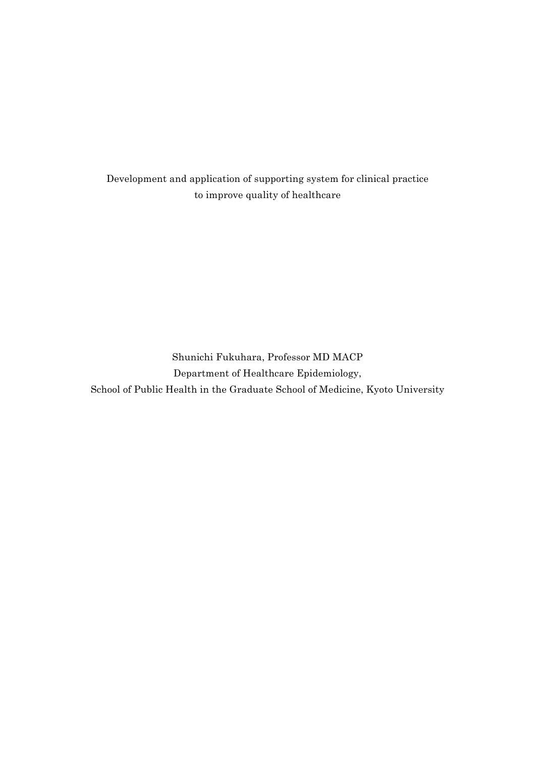# Development and application of supporting system for clinical practice to improve quality of healthcare

Shunichi Fukuhara, Professor MD MACP

Department of Healthcare Epidemiology,

School of Public Health in the Graduate School of Medicine, Kyoto University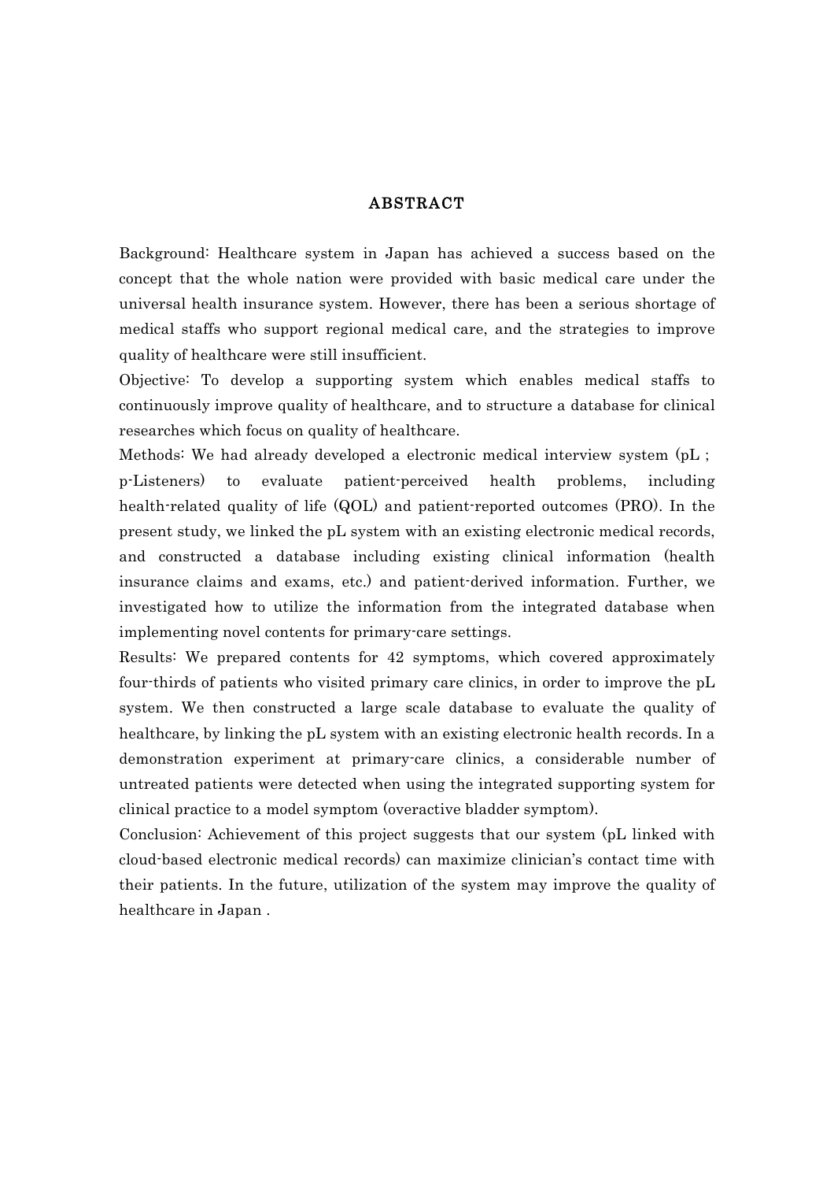# ABSTRACT

Background: Healthcare system in Japan has achieved a success based on the concept that the whole nation were provided with basic medical care under the universal health insurance system. However, there has been a serious shortage of medical staffs who support regional medical care, and the strategies to improve quality of healthcare were still insufficient.

Objective: To develop a supporting system which enables medical staffs to continuously improve quality of healthcare, and to structure a database for clinical researches which focus on quality of healthcare.

Methods: We had already developed a electronic medical interview system (pL ; p-Listeners) to evaluate patient-perceived health problems, including health-related quality of life (QOL) and patient-reported outcomes (PRO). In the present study, we linked the pL system with an existing electronic medical records, and constructed a database including existing clinical information (health insurance claims and exams, etc.) and patient-derived information. Further, we investigated how to utilize the information from the integrated database when implementing novel contents for primary-care settings.

Results: We prepared contents for 42 symptoms, which covered approximately four-thirds of patients who visited primary care clinics, in order to improve the pL system. We then constructed a large scale database to evaluate the quality of healthcare, by linking the pL system with an existing electronic health records. In a demonstration experiment at primary-care clinics, a considerable number of untreated patients were detected when using the integrated supporting system for clinical practice to a model symptom (overactive bladder symptom).

Conclusion: Achievement of this project suggests that our system (pL linked with cloud-based electronic medical records) can maximize clinician's contact time with their patients. In the future, utilization of the system may improve the quality of healthcare in Japan .